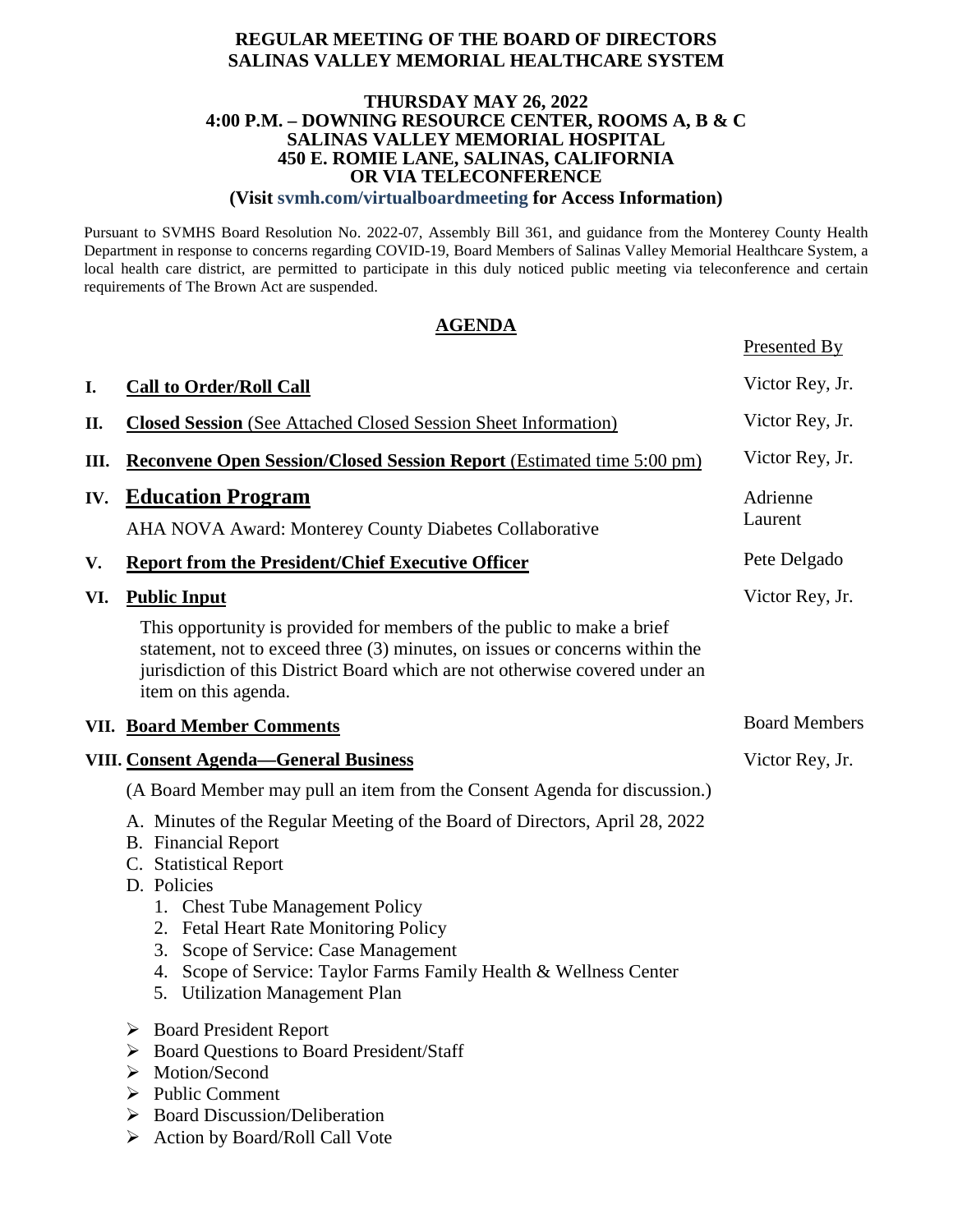**REGULAR MEETING OF THE BOARD OF DIRECTORS**
**SALINAS VALLEY MEMORIAL HEALTHCARE SYSTEM**

**THURSDAY MAY 26, 2022**
**4:00 P.M. – DOWNING RESOURCE CENTER, ROOMS A, B & C**
**SALINAS VALLEY MEMORIAL HOSPITAL**
**450 E. ROMIE LANE, SALINAS, CALIFORNIA**
**OR VIA TELECONFERENCE**
**(Visit svmh.com/virtualboardmeeting for Access Information)**

Pursuant to SVMHS Board Resolution No. 2022-07, Assembly Bill 361, and guidance from the Monterey County Health Department in response to concerns regarding COVID-19, Board Members of Salinas Valley Memorial Healthcare System, a local health care district, are permitted to participate in this duly noticed public meeting via teleconference and certain requirements of The Brown Act are suspended.

## AGENDA

| | | Presented By |
|---|---|---|
| I. | **Call to Order/Roll Call** | Victor Rey, Jr. |
| II. | **Closed Session** (See Attached Closed Session Sheet Information) | Victor Rey, Jr. |
| III. | **Reconvene Open Session/Closed Session Report** (Estimated time 5:00 pm) | Victor Rey, Jr. |
| IV. | **Education Program**<br>AHA NOVA Award: Monterey County Diabetes Collaborative | Adrienne Laurent |
| V. | **Report from the President/Chief Executive Officer** | Pete Delgado |
| VI. | **Public Input**<br>This opportunity is provided for members of the public to make a brief statement, not to exceed three (3) minutes, on issues or concerns within the jurisdiction of this District Board which are not otherwise covered under an item on this agenda. | Victor Rey, Jr. |
| VII. | **Board Member Comments** | Board Members |
| VIII. | **Consent Agenda—General Business** | Victor Rey, Jr. |

(A Board Member may pull an item from the Consent Agenda for discussion.)

A. Minutes of the Regular Meeting of the Board of Directors, April 28, 2022
B. Financial Report
C. Statistical Report
D. Policies
   1. Chest Tube Management Policy
   2. Fetal Heart Rate Monitoring Policy
   3. Scope of Service: Case Management
   4. Scope of Service: Taylor Farms Family Health & Wellness Center
   5. Utilization Management Plan

- Board President Report
- Board Questions to Board President/Staff
- Motion/Second
- Public Comment
- Board Discussion/Deliberation
- Action by Board/Roll Call Vote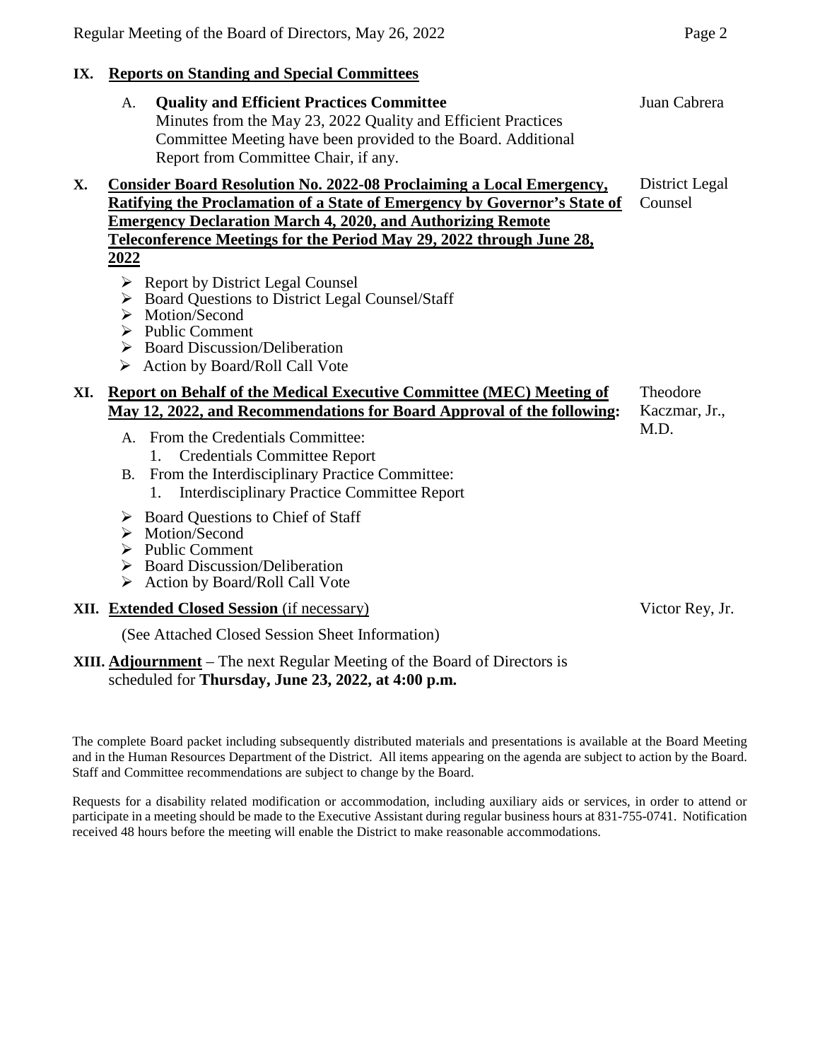## IX. Reports on Standing and Special Committees

A. **Quality and Efficient Practices Committee** — Juan Cabrera
Minutes from the May 23, 2022 Quality and Efficient Practices Committee Meeting have been provided to the Board. Additional Report from Committee Chair, if any.

## X. Consider Board Resolution No. 2022-08 Proclaiming a Local Emergency, Ratifying the Proclamation of a State of Emergency by Governor's State of Emergency Declaration March 4, 2020, and Authorizing Remote Teleconference Meetings for the Period May 29, 2022 through June 28, 2022 — District Legal Counsel

- Report by District Legal Counsel
- Board Questions to District Legal Counsel/Staff
- Motion/Second
- Public Comment
- Board Discussion/Deliberation
- Action by Board/Roll Call Vote

## XI. Report on Behalf of the Medical Executive Committee (MEC) Meeting of May 12, 2022, and Recommendations for Board Approval of the following: — Theodore Kaczmar, Jr., M.D.

A. From the Credentials Committee:
   1. Credentials Committee Report

B. From the Interdisciplinary Practice Committee:
   1. Interdisciplinary Practice Committee Report

- Board Questions to Chief of Staff
- Motion/Second
- Public Comment
- Board Discussion/Deliberation
- Action by Board/Roll Call Vote

## XII. Extended Closed Session (if necessary) — Victor Rey, Jr.

(See Attached Closed Session Sheet Information)

## XIII. Adjournment – The next Regular Meeting of the Board of Directors is scheduled for **Thursday, June 23, 2022, at 4:00 p.m.**

The complete Board packet including subsequently distributed materials and presentations is available at the Board Meeting and in the Human Resources Department of the District. All items appearing on the agenda are subject to action by the Board. Staff and Committee recommendations are subject to change by the Board.

Requests for a disability related modification or accommodation, including auxiliary aids or services, in order to attend or participate in a meeting should be made to the Executive Assistant during regular business hours at 831-755-0741. Notification received 48 hours before the meeting will enable the District to make reasonable accommodations.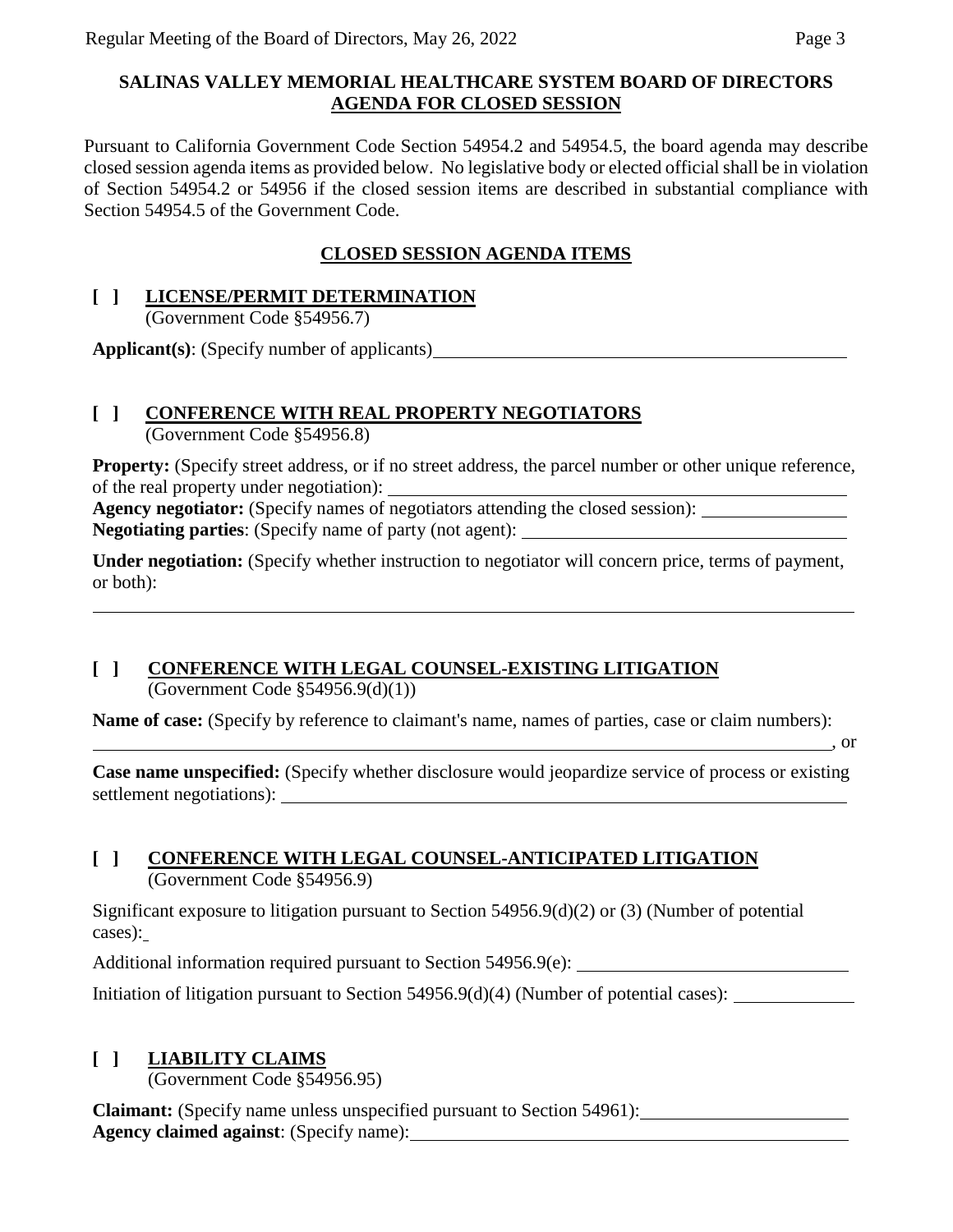**SALINAS VALLEY MEMORIAL HEALTHCARE SYSTEM BOARD OF DIRECTORS**
**AGENDA FOR CLOSED SESSION**

Pursuant to California Government Code Section 54954.2 and 54954.5, the board agenda may describe closed session agenda items as provided below. No legislative body or elected official shall be in violation of Section 54954.2 or 54956 if the closed session items are described in substantial compliance with Section 54954.5 of the Government Code.

## CLOSED SESSION AGENDA ITEMS

**[ ] LICENSE/PERMIT DETERMINATION**
(Government Code §54956.7)

**Applicant(s)**: (Specify number of applicants)\_\_\_\_\_\_\_\_\_\_\_\_\_\_\_\_\_\_\_\_

**[ ] CONFERENCE WITH REAL PROPERTY NEGOTIATORS**
(Government Code §54956.8)

**Property:** (Specify street address, or if no street address, the parcel number or other unique reference, of the real property under negotiation): \_\_\_\_\_\_\_\_\_\_\_\_\_\_\_\_\_\_\_\_
**Agency negotiator:** (Specify names of negotiators attending the closed session): \_\_\_\_\_\_\_\_\_\_
**Negotiating parties**: (Specify name of party (not agent): \_\_\_\_\_\_\_\_\_\_\_\_\_\_\_\_\_\_\_\_

**Under negotiation:** (Specify whether instruction to negotiator will concern price, terms of payment, or both):

\_\_\_\_\_\_\_\_\_\_\_\_\_\_\_\_\_\_\_\_\_\_\_\_\_\_\_\_\_\_\_\_\_\_\_\_\_\_\_\_

**[ ] CONFERENCE WITH LEGAL COUNSEL-EXISTING LITIGATION**
(Government Code §54956.9(d)(1))

**Name of case:** (Specify by reference to claimant's name, names of parties, case or claim numbers):
\_\_\_\_\_\_\_\_\_\_\_\_\_\_\_\_\_\_\_\_\_\_\_\_\_\_\_\_\_\_\_\_\_\_\_\_\_\_\_\_, or

**Case name unspecified:** (Specify whether disclosure would jeopardize service of process or existing settlement negotiations): \_\_\_\_\_\_\_\_\_\_\_\_\_\_\_\_\_\_\_\_

**[ ] CONFERENCE WITH LEGAL COUNSEL-ANTICIPATED LITIGATION**
(Government Code §54956.9)

Significant exposure to litigation pursuant to Section 54956.9(d)(2) or (3) (Number of potential cases):\_

Additional information required pursuant to Section 54956.9(e): \_\_\_\_\_\_\_\_\_\_\_\_\_\_\_\_\_\_\_\_

Initiation of litigation pursuant to Section 54956.9(d)(4) (Number of potential cases): \_\_\_\_\_\_\_\_\_\_

**[ ] LIABILITY CLAIMS**
(Government Code §54956.95)

**Claimant:** (Specify name unless unspecified pursuant to Section 54961):\_\_\_\_\_\_\_\_\_\_\_\_\_\_\_\_\_\_\_\_
**Agency claimed against**: (Specify name):\_\_\_\_\_\_\_\_\_\_\_\_\_\_\_\_\_\_\_\_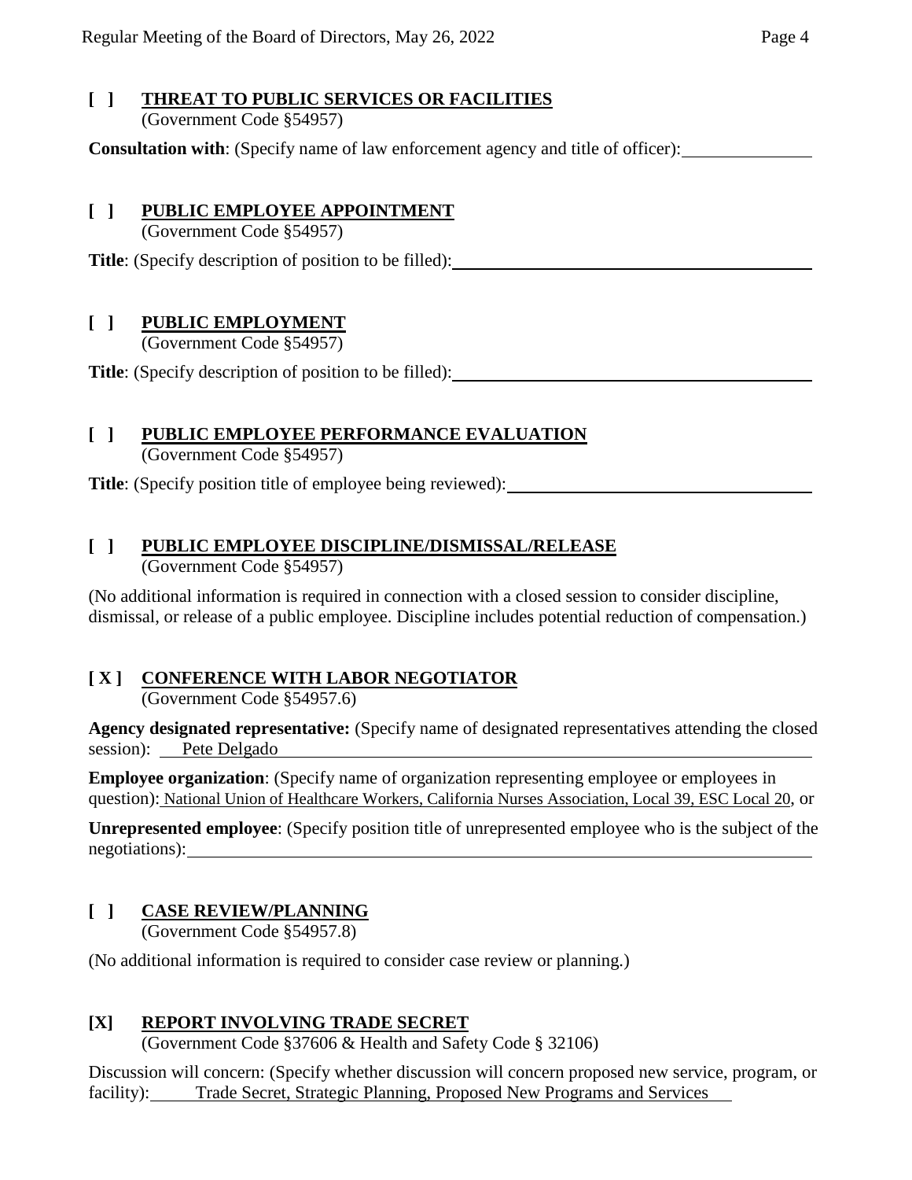**[ ] THREAT TO PUBLIC SERVICES OR FACILITIES**
(Government Code §54957)

**Consultation with**: (Specify name of law enforcement agency and title of officer): \_\_\_\_\_\_\_\_\_\_\_\_\_\_

**[ ] PUBLIC EMPLOYEE APPOINTMENT**
(Government Code §54957)

**Title**: (Specify description of position to be filled): \_\_\_\_\_\_\_\_\_\_\_\_\_\_

**[ ] PUBLIC EMPLOYMENT**
(Government Code §54957)

**Title**: (Specify description of position to be filled): \_\_\_\_\_\_\_\_\_\_\_\_\_\_

**[ ] PUBLIC EMPLOYEE PERFORMANCE EVALUATION**
(Government Code §54957)

**Title**: (Specify position title of employee being reviewed): \_\_\_\_\_\_\_\_\_\_\_\_\_\_

**[ ] PUBLIC EMPLOYEE DISCIPLINE/DISMISSAL/RELEASE**
(Government Code §54957)

(No additional information is required in connection with a closed session to consider discipline, dismissal, or release of a public employee. Discipline includes potential reduction of compensation.)

**[ X ] CONFERENCE WITH LABOR NEGOTIATOR**
(Government Code §54957.6)

**Agency designated representative:** (Specify name of designated representatives attending the closed session): Pete Delgado

**Employee organization**: (Specify name of organization representing employee or employees in question): National Union of Healthcare Workers, California Nurses Association, Local 39, ESC Local 20, or

**Unrepresented employee**: (Specify position title of unrepresented employee who is the subject of the negotiations): \_\_\_\_\_\_\_\_\_\_\_\_\_\_

**[ ] CASE REVIEW/PLANNING**
(Government Code §54957.8)

(No additional information is required to consider case review or planning.)

**[X] REPORT INVOLVING TRADE SECRET**
(Government Code §37606 & Health and Safety Code § 32106)

Discussion will concern: (Specify whether discussion will concern proposed new service, program, or facility): Trade Secret, Strategic Planning, Proposed New Programs and Services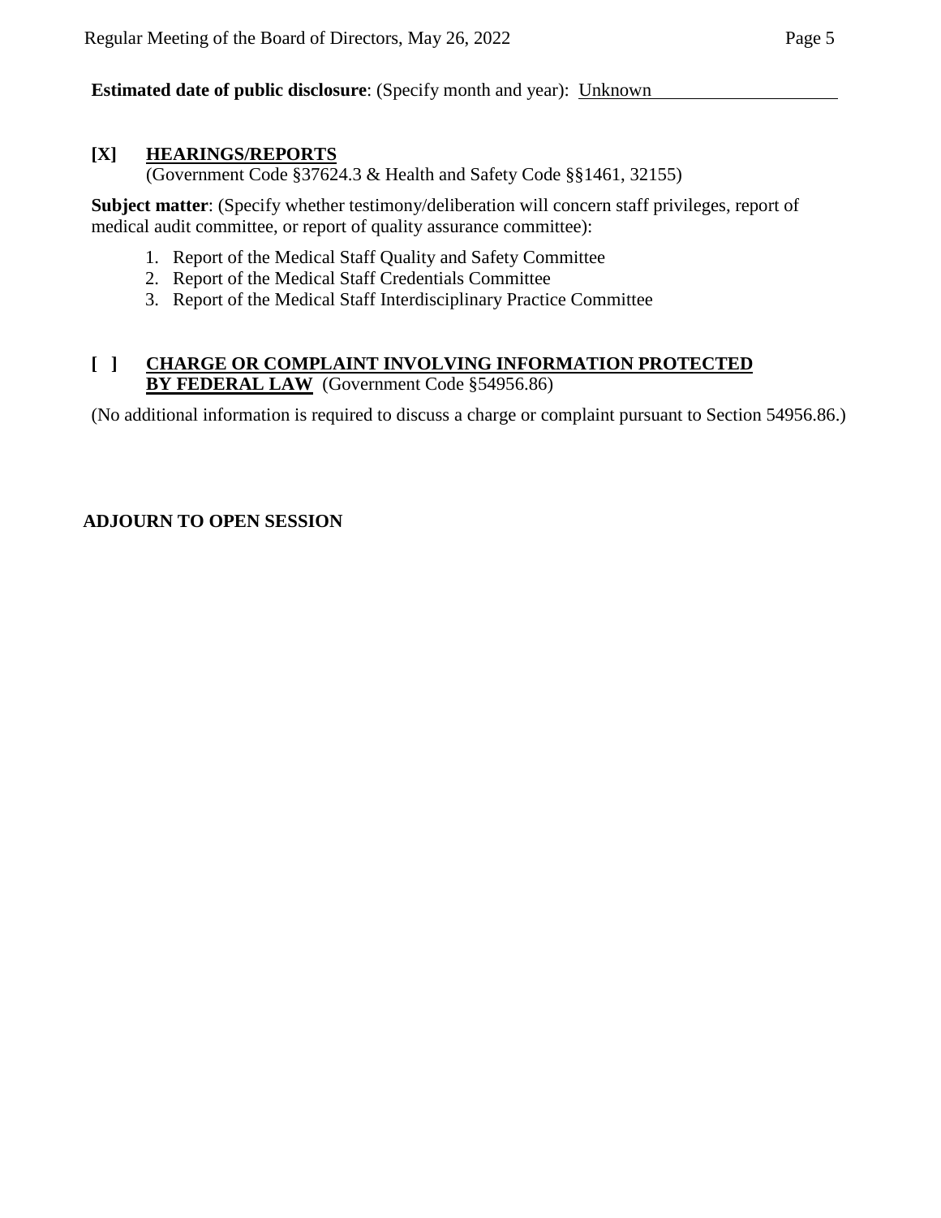**Estimated date of public disclosure**: (Specify month and year): Unknown

**[X] HEARINGS/REPORTS**
(Government Code §37624.3 & Health and Safety Code §§1461, 32155)

**Subject matter**: (Specify whether testimony/deliberation will concern staff privileges, report of medical audit committee, or report of quality assurance committee):

1. Report of the Medical Staff Quality and Safety Committee
2. Report of the Medical Staff Credentials Committee
3. Report of the Medical Staff Interdisciplinary Practice Committee

**[ ] CHARGE OR COMPLAINT INVOLVING INFORMATION PROTECTED BY FEDERAL LAW** (Government Code §54956.86)

(No additional information is required to discuss a charge or complaint pursuant to Section 54956.86.)

**ADJOURN TO OPEN SESSION**